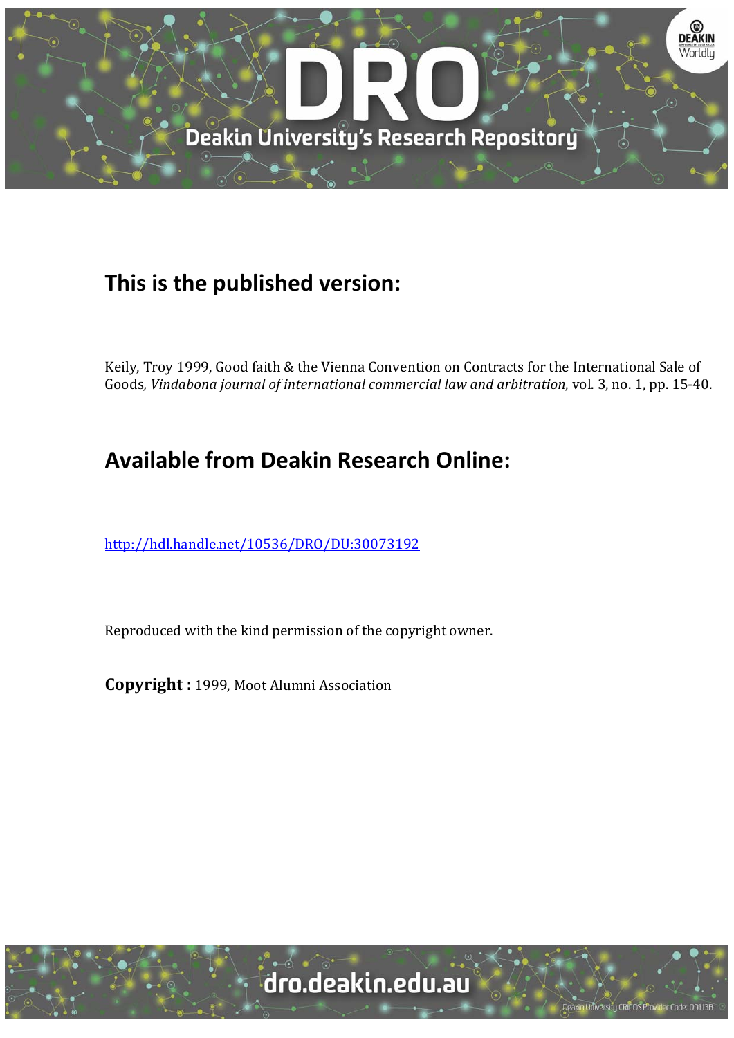## This is the published version:

Keily, Troy 1999, Good faith & the Vienna Convention on Contracts for the International Sale of Goods, *Vindabona journal of international commercial law and arbitration*, vol. 3, no. 1, pp. 15-40.

## Available from Deakin Research Online:

http://hdl.handle.net/10536/DRO/DU:30073192

Reproduced with the kind permission of the copyright owner.

**Copyright :** 1999, Moot Alumni Association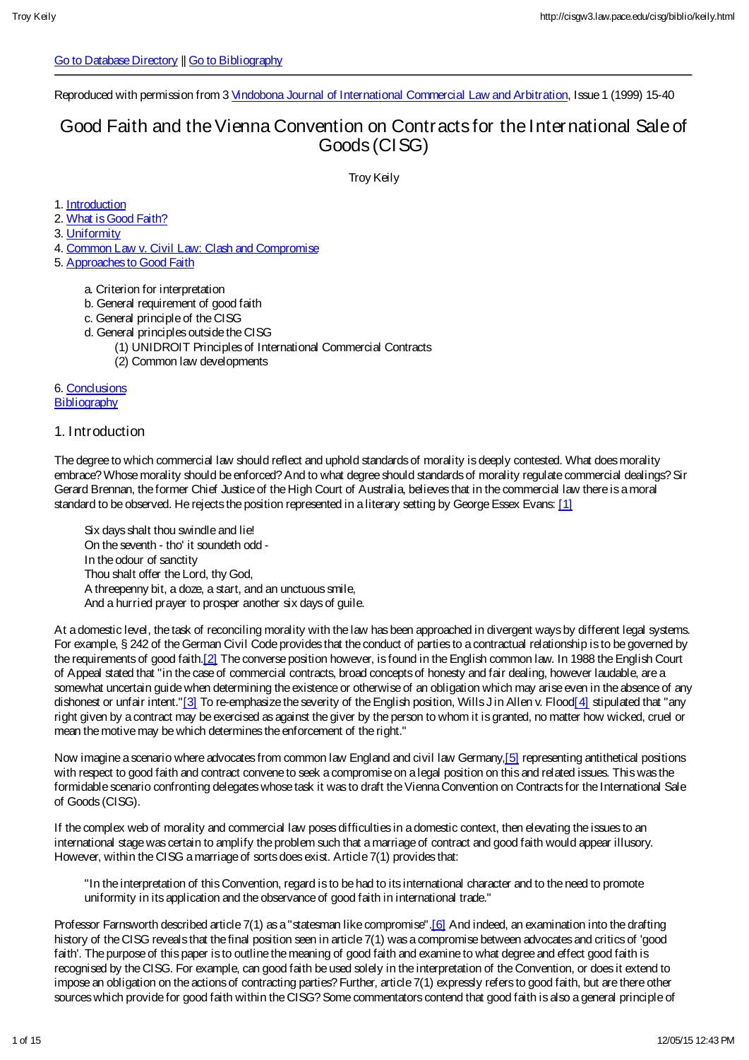Go to Database Directory || Go to Bibliography

Reproduced with permission from 3 Vindobona Journal of International Commercial Law and Arbitration, Issue 1 (1999) 15-40

# Good Faith and the Vienna Convention on Contracts for the International Sale of Goods (CISG)

Troy Keily

1. Introduction
2. What is Good Faith?
3. Uniformity
4. Common Law v. Civil Law: Clash and Compromise
5. Approaches to Good Faith
    - a. Criterion for interpretation
    - b. General requirement of good faith
    - c. General principle of the CISG
    - d. General principles outside the CISG
        - (1) UNIDROIT Principles of International Commercial Contracts
        - (2) Common law developments
6. Conclusions

Bibliography

## 1. Introduction

The degree to which commercial law should reflect and uphold standards of morality is deeply contested. What does morality embrace? Whose morality should be enforced? And to what degree should standards of morality regulate commercial dealings? Sir Gerard Brennan, the former Chief Justice of the High Court of Australia, believes that in the commercial law there is a moral standard to be observed. He rejects the position represented in a literary setting by George Essex Evans: [1]

> Six days shalt thou swindle and lie!
> On the seventh - tho' it soundeth odd -
> In the odour of sanctity
> Thou shalt offer the Lord, thy God,
> A threepenny bit, a doze, a start, and an unctuous smile,
> And a hurried prayer to prosper another six days of guile.

At a domestic level, the task of reconciling morality with the law has been approached in divergent ways by different legal systems. For example, § 242 of the German Civil Code provides that the conduct of parties to a contractual relationship is to be governed by the requirements of good faith.[2] The converse position however, is found in the English common law. In 1988 the English Court of Appeal stated that "in the case of commercial contracts, broad concepts of honesty and fair dealing, however laudable, are a somewhat uncertain guide when determining the existence or otherwise of an obligation which may arise even in the absence of any dishonest or unfair intent."[3] To re-emphasize the severity of the English position, Wills J in Allen v. Flood[4] stipulated that "any right given by a contract may be exercised as against the giver by the person to whom it is granted, no matter how wicked, cruel or mean the motive may be which determines the enforcement of the right."

Now imagine a scenario where advocates from common law England and civil law Germany,[5] representing antithetical positions with respect to good faith and contract convene to seek a compromise on a legal position on this and related issues. This was the formidable scenario confronting delegates whose task it was to draft the Vienna Convention on Contracts for the International Sale of Goods (CISG).

If the complex web of morality and commercial law poses difficulties in a domestic context, then elevating the issues to an international stage was certain to amplify the problem such that a marriage of contract and good faith would appear illusory. However, within the CISG a marriage of sorts does exist. Article 7(1) provides that:

> "In the interpretation of this Convention, regard is to be had to its international character and to the need to promote uniformity in its application and the observance of good faith in international trade."

Professor Farnsworth described article 7(1) as a "statesman like compromise".[6] And indeed, an examination into the drafting history of the CISG reveals that the final position seen in article 7(1) was a compromise between advocates and critics of 'good faith'. The purpose of this paper is to outline the meaning of good faith and examine to what degree and effect good faith is recognised by the CISG. For example, can good faith be used solely in the interpretation of the Convention, or does it extend to impose an obligation on the actions of contracting parties? Further, article 7(1) expressly refers to good faith, but are there other sources which provide for good faith within the CISG? Some commentators contend that good faith is also a general principle of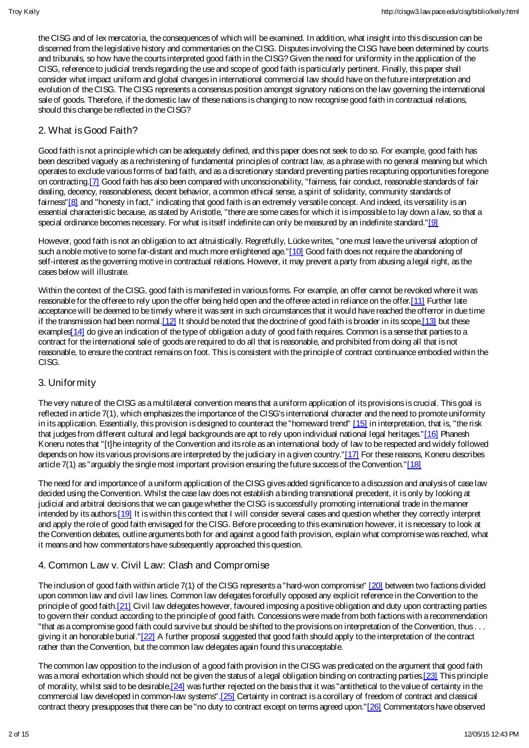the CISG and of lex mercatoria, the consequences of which will be examined. In addition, what insight into this discussion can be discerned from the legislative history and commentaries on the CISG. Disputes involving the CISG have been determined by courts and tribunals, so how have the courts interpreted good faith in the CISG? Given the need for uniformity in the application of the CISG, reference to judicial trends regarding the use and scope of good faith is particularly pertinent. Finally, this paper shall consider what impact uniform and global changes in international commercial law should have on the future interpretation and evolution of the CISG. The CISG represents a consensus position amongst signatory nations on the law governing the international sale of goods. Therefore, if the domestic law of these nations is changing to now recognise good faith in contractual relations, should this change be reflected in the CISG?

## 2. What is Good Faith?

Good faith is not a principle which can be adequately defined, and this paper does not seek to do so. For example, good faith has been described vaguely as a rechristening of fundamental principles of contract law, as a phrase with no general meaning but which operates to exclude various forms of bad faith, and as a discretionary standard preventing parties recapturing opportunities foregone on contracting.[7] Good faith has also been compared with unconscionability, "fairness, fair conduct, reasonable standards of fair dealing, decency, reasonableness, decent behavior, a common ethical sense, a spirit of solidarity, community standards of fairness"[8] and "honesty in fact," indicating that good faith is an extremely versatile concept. And indeed, its versatility is an essential characteristic because, as stated by Aristotle, "there are some cases for which it is impossible to lay down a law, so that a special ordinance becomes necessary. For what is itself indefinite can only be measured by an indefinite standard."[9]

However, good faith is not an obligation to act altruistically. Regretfully, Lücke writes, "one must leave the universal adoption of such a noble motive to some far-distant and much more enlightened age."[10] Good faith does not require the abandoning of self-interest as the governing motive in contractual relations. However, it may prevent a party from abusing a legal right, as the cases below will illustrate.

Within the context of the CISG, good faith is manifested in various forms. For example, an offer cannot be revoked where it was reasonable for the offeree to rely upon the offer being held open and the offeree acted in reliance on the offer.[11] Further late acceptance will be deemed to be timely where it was sent in such circumstances that it would have reached the offeror in due time if the transmission had been normal.[12] It should be noted that the doctrine of good faith is broader in its scope,[13] but these examples[14] do give an indication of the type of obligation a duty of good faith requires. Common is a sense that parties to a contract for the international sale of goods are required to do all that is reasonable, and prohibited from doing all that is not reasonable, to ensure the contract remains on foot. This is consistent with the principle of contract continuance embodied within the CISG.

## 3. Uniformity

The very nature of the CISG as a multilateral convention means that a uniform application of its provisions is crucial. This goal is reflected in article 7(1), which emphasizes the importance of the CISG's international character and the need to promote uniformity in its application. Essentially, this provision is designed to counteract the "homeward trend" [15] in interpretation, that is, "the risk that judges from different cultural and legal backgrounds are apt to rely upon individual national legal heritages."[16] Phanesh Koneru notes that "[t]he integrity of the Convention and its role as an international body of law to be respected and widely followed depends on how its various provisions are interpreted by the judiciary in a given country."[17] For these reasons, Koneru describes article 7(1) as "arguably the single most important provision ensuring the future success of the Convention."[18]

The need for and importance of a uniform application of the CISG gives added significance to a discussion and analysis of case law decided using the Convention. Whilst the case law does not establish a binding transnational precedent, it is only by looking at judicial and arbitral decisions that we can gauge whether the CISG is successfully promoting international trade in the manner intended by its authors.[19] It is within this context that I will consider several cases and question whether they correctly interpret and apply the role of good faith envisaged for the CISG. Before proceeding to this examination however, it is necessary to look at the Convention debates, outline arguments both for and against a good faith provision, explain what compromise was reached, what it means and how commentators have subsequently approached this question.

## 4. Common Law v. Civil Law: Clash and Compromise

The inclusion of good faith within article 7(1) of the CISG represents a "hard-won compromise" [20] between two factions divided upon common law and civil law lines. Common law delegates forcefully opposed any explicit reference in the Convention to the principle of good faith.[21] Civil law delegates however, favoured imposing a positive obligation and duty upon contracting parties to govern their conduct according to the principle of good faith. Concessions were made from both factions with a recommendation "that as a compromise good faith could survive but should be shifted to the provisions on interpretation of the Convention, thus . . . giving it an honorable burial."[22] A further proposal suggested that good faith should apply to the interpretation of the contract rather than the Convention, but the common law delegates again found this unacceptable.

The common law opposition to the inclusion of a good faith provision in the CISG was predicated on the argument that good faith was a moral exhortation which should not be given the status of a legal obligation binding on contracting parties.[23] This principle of morality, whilst said to be desirable,[24] was further rejected on the basis that it was "antithetical to the value of certainty in the commercial law developed in common-law systems".[25] Certainty in contract is a corollary of freedom of contract and classical contract theory presupposes that there can be "no duty to contract except on terms agreed upon."[26] Commentators have observed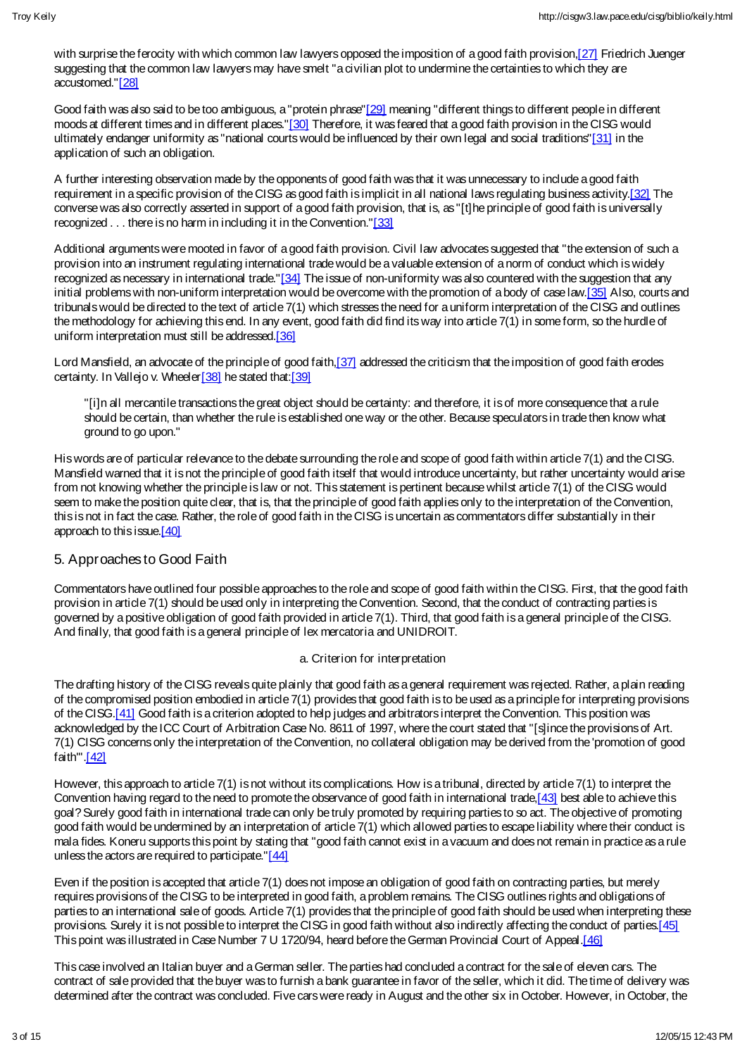with surprise the ferocity with which common law lawyers opposed the imposition of a good faith provision,[27] Friedrich Juenger suggesting that the common law lawyers may have smelt "a civilian plot to undermine the certainties to which they are accustomed."[28]

Good faith was also said to be too ambiguous, a "protein phrase"[29] meaning "different things to different people in different moods at different times and in different places."[30] Therefore, it was feared that a good faith provision in the CISG would ultimately endanger uniformity as "national courts would be influenced by their own legal and social traditions"[31] in the application of such an obligation.

A further interesting observation made by the opponents of good faith was that it was unnecessary to include a good faith requirement in a specific provision of the CISG as good faith is implicit in all national laws regulating business activity.[32] The converse was also correctly asserted in support of a good faith provision, that is, as "[t]he principle of good faith is universally recognized . . . there is no harm in including it in the Convention."[33]

Additional arguments were mooted in favor of a good faith provision. Civil law advocates suggested that "the extension of such a provision into an instrument regulating international trade would be a valuable extension of a norm of conduct which is widely recognized as necessary in international trade."[34] The issue of non-uniformity was also countered with the suggestion that any initial problems with non-uniform interpretation would be overcome with the promotion of a body of case law.[35] Also, courts and tribunals would be directed to the text of article 7(1) which stresses the need for a uniform interpretation of the CISG and outlines the methodology for achieving this end. In any event, good faith did find its way into article 7(1) in some form, so the hurdle of uniform interpretation must still be addressed.[36]

Lord Mansfield, an advocate of the principle of good faith,[37] addressed the criticism that the imposition of good faith erodes certainty. In Vallejo v. Wheeler[38] he stated that:[39]

> "[i]n all mercantile transactions the great object should be certainty: and therefore, it is of more consequence that a rule should be certain, than whether the rule is established one way or the other. Because speculators in trade then know what ground to go upon."

His words are of particular relevance to the debate surrounding the role and scope of good faith within article 7(1) and the CISG. Mansfield warned that it is not the principle of good faith itself that would introduce uncertainty, but rather uncertainty would arise from not knowing whether the principle is law or not. This statement is pertinent because whilst article 7(1) of the CISG would seem to make the position quite clear, that is, that the principle of good faith applies only to the interpretation of the Convention, this is not in fact the case. Rather, the role of good faith in the CISG is uncertain as commentators differ substantially in their approach to this issue.[40]

## 5. Approaches to Good Faith

Commentators have outlined four possible approaches to the role and scope of good faith within the CISG. First, that the good faith provision in article 7(1) should be used only in interpreting the Convention. Second, that the conduct of contracting parties is governed by a positive obligation of good faith provided in article 7(1). Third, that good faith is a general principle of the CISG. And finally, that good faith is a general principle of lex mercatoria and UNIDROIT.

### a. Criterion for interpretation

The drafting history of the CISG reveals quite plainly that good faith as a general requirement was rejected. Rather, a plain reading of the compromised position embodied in article 7(1) provides that good faith is to be used as a principle for interpreting provisions of the CISG.[41] Good faith is a criterion adopted to help judges and arbitrators interpret the Convention. This position was acknowledged by the ICC Court of Arbitration Case No. 8611 of 1997, where the court stated that "[s]ince the provisions of Art. 7(1) CISG concerns only the interpretation of the Convention, no collateral obligation may be derived from the 'promotion of good faith'".[42]

However, this approach to article 7(1) is not without its complications. How is a tribunal, directed by article 7(1) to interpret the Convention having regard to the need to promote the observance of good faith in international trade,[43] best able to achieve this goal? Surely good faith in international trade can only be truly promoted by requiring parties to so act. The objective of promoting good faith would be undermined by an interpretation of article 7(1) which allowed parties to escape liability where their conduct is mala fides. Koneru supports this point by stating that "good faith cannot exist in a vacuum and does not remain in practice as a rule unless the actors are required to participate."[44]

Even if the position is accepted that article 7(1) does not impose an obligation of good faith on contracting parties, but merely requires provisions of the CISG to be interpreted in good faith, a problem remains. The CISG outlines rights and obligations of parties to an international sale of goods. Article 7(1) provides that the principle of good faith should be used when interpreting these provisions. Surely it is not possible to interpret the CISG in good faith without also indirectly affecting the conduct of parties.[45] This point was illustrated in Case Number 7 U 1720/94, heard before the German Provincial Court of Appeal.[46]

This case involved an Italian buyer and a German seller. The parties had concluded a contract for the sale of eleven cars. The contract of sale provided that the buyer was to furnish a bank guarantee in favor of the seller, which it did. The time of delivery was determined after the contract was concluded. Five cars were ready in August and the other six in October. However, in October, the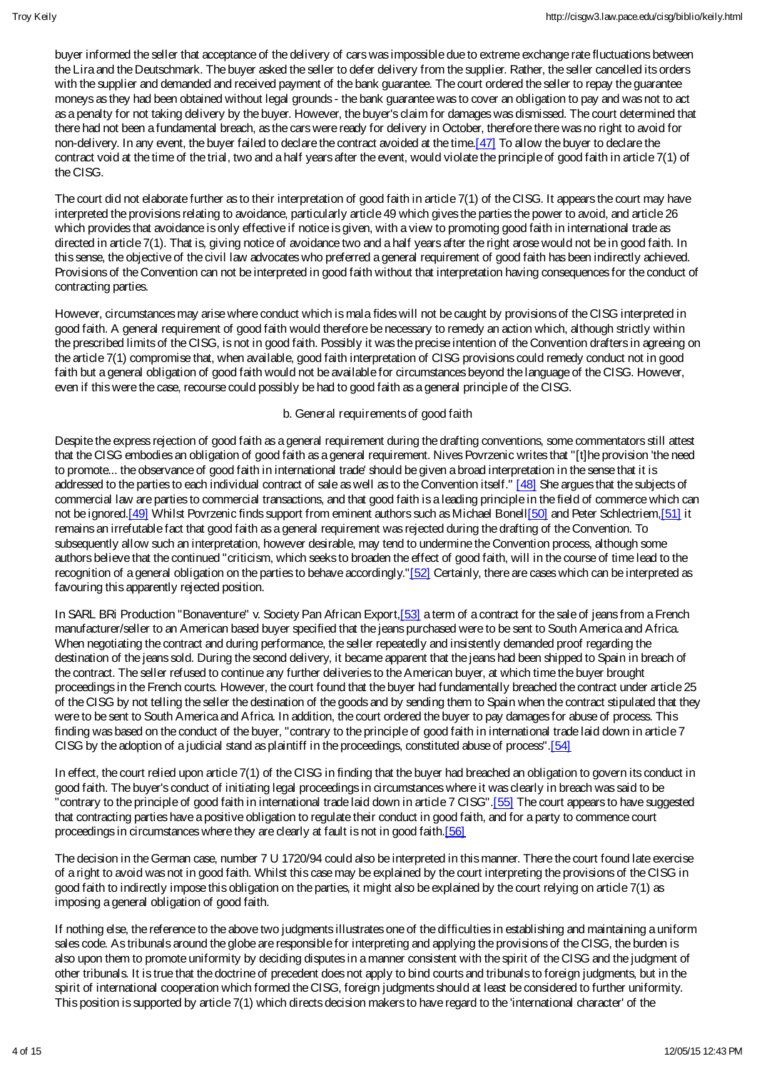buyer informed the seller that acceptance of the delivery of cars was impossible due to extreme exchange rate fluctuations between the Lira and the Deutschmark. The buyer asked the seller to defer delivery from the supplier. Rather, the seller cancelled its orders with the supplier and demanded and received payment of the bank guarantee. The court ordered the seller to repay the guarantee moneys as they had been obtained without legal grounds - the bank guarantee was to cover an obligation to pay and was not to act as a penalty for not taking delivery by the buyer. However, the buyer's claim for damages was dismissed. The court determined that there had not been a fundamental breach, as the cars were ready for delivery in October, therefore there was no right to avoid for non-delivery. In any event, the buyer failed to declare the contract avoided at the time.[47] To allow the buyer to declare the contract void at the time of the trial, two and a half years after the event, would violate the principle of good faith in article 7(1) of the CISG.

The court did not elaborate further as to their interpretation of good faith in article 7(1) of the CISG. It appears the court may have interpreted the provisions relating to avoidance, particularly article 49 which gives the parties the power to avoid, and article 26 which provides that avoidance is only effective if notice is given, with a view to promoting good faith in international trade as directed in article 7(1). That is, giving notice of avoidance two and a half years after the right arose would not be in good faith. In this sense, the objective of the civil law advocates who preferred a general requirement of good faith has been indirectly achieved. Provisions of the Convention can not be interpreted in good faith without that interpretation having consequences for the conduct of contracting parties.

However, circumstances may arise where conduct which is mala fides will not be caught by provisions of the CISG interpreted in good faith. A general requirement of good faith would therefore be necessary to remedy an action which, although strictly within the prescribed limits of the CISG, is not in good faith. Possibly it was the precise intention of the Convention drafters in agreeing on the article 7(1) compromise that, when available, good faith interpretation of CISG provisions could remedy conduct not in good faith but a general obligation of good faith would not be available for circumstances beyond the language of the CISG. However, even if this were the case, recourse could possibly be had to good faith as a general principle of the CISG.

### b. General requirements of good faith

Despite the express rejection of good faith as a general requirement during the drafting conventions, some commentators still attest that the CISG embodies an obligation of good faith as a general requirement. Nives Povrzenic writes that "[t]he provision 'the need to promote... the observance of good faith in international trade' should be given a broad interpretation in the sense that it is addressed to the parties to each individual contract of sale as well as to the Convention itself." [48] She argues that the subjects of commercial law are parties to commercial transactions, and that good faith is a leading principle in the field of commerce which can not be ignored.[49] Whilst Povrzenic finds support from eminent authors such as Michael Bonell[50] and Peter Schlectriem,[51] it remains an irrefutable fact that good faith as a general requirement was rejected during the drafting of the Convention. To subsequently allow such an interpretation, however desirable, may tend to undermine the Convention process, although some authors believe that the continued "criticism, which seeks to broaden the effect of good faith, will in the course of time lead to the recognition of a general obligation on the parties to behave accordingly."[52] Certainly, there are cases which can be interpreted as favouring this apparently rejected position.

In SARL BRi Production "Bonaventure" v. Society Pan African Export,[53] a term of a contract for the sale of jeans from a French manufacturer/seller to an American based buyer specified that the jeans purchased were to be sent to South America and Africa. When negotiating the contract and during performance, the seller repeatedly and insistently demanded proof regarding the destination of the jeans sold. During the second delivery, it became apparent that the jeans had been shipped to Spain in breach of the contract. The seller refused to continue any further deliveries to the American buyer, at which time the buyer brought proceedings in the French courts. However, the court found that the buyer had fundamentally breached the contract under article 25 of the CISG by not telling the seller the destination of the goods and by sending them to Spain when the contract stipulated that they were to be sent to South America and Africa. In addition, the court ordered the buyer to pay damages for abuse of process. This finding was based on the conduct of the buyer, "contrary to the principle of good faith in international trade laid down in article 7 CISG by the adoption of a judicial stand as plaintiff in the proceedings, constituted abuse of process".[54]

In effect, the court relied upon article 7(1) of the CISG in finding that the buyer had breached an obligation to govern its conduct in good faith. The buyer's conduct of initiating legal proceedings in circumstances where it was clearly in breach was said to be "contrary to the principle of good faith in international trade laid down in article 7 CISG".[55] The court appears to have suggested that contracting parties have a positive obligation to regulate their conduct in good faith, and for a party to commence court proceedings in circumstances where they are clearly at fault is not in good faith.[56]

The decision in the German case, number 7 U 1720/94 could also be interpreted in this manner. There the court found late exercise of a right to avoid was not in good faith. Whilst this case may be explained by the court interpreting the provisions of the CISG in good faith to indirectly impose this obligation on the parties, it might also be explained by the court relying on article 7(1) as imposing a general obligation of good faith.

If nothing else, the reference to the above two judgments illustrates one of the difficulties in establishing and maintaining a uniform sales code. As tribunals around the globe are responsible for interpreting and applying the provisions of the CISG, the burden is also upon them to promote uniformity by deciding disputes in a manner consistent with the spirit of the CISG and the judgment of other tribunals. It is true that the doctrine of precedent does not apply to bind courts and tribunals to foreign judgments, but in the spirit of international cooperation which formed the CISG, foreign judgments should at least be considered to further uniformity. This position is supported by article 7(1) which directs decision makers to have regard to the 'international character' of the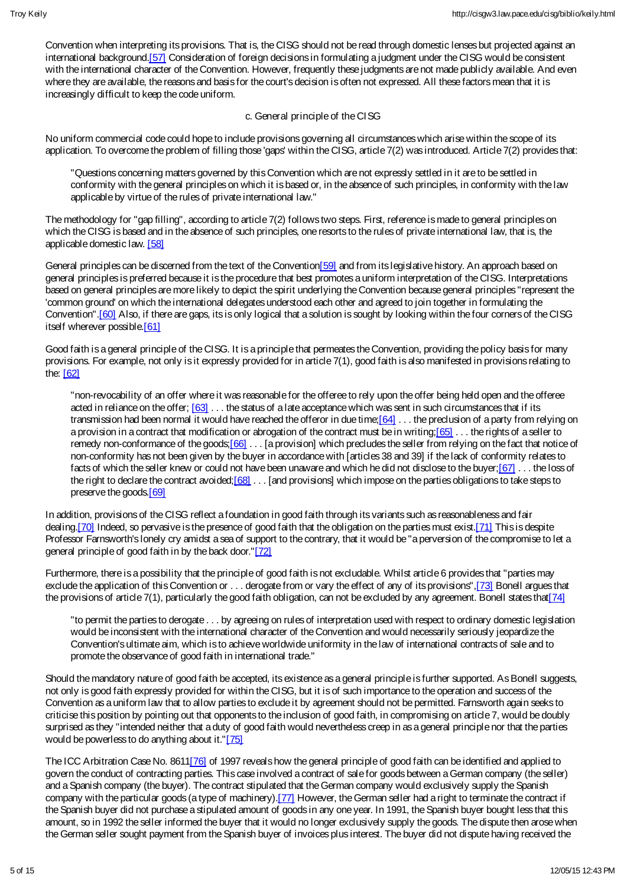Convention when interpreting its provisions. That is, the CISG should not be read through domestic lenses but projected against an international background.[57] Consideration of foreign decisions in formulating a judgment under the CISG would be consistent with the international character of the Convention. However, frequently these judgments are not made publicly available. And even where they are available, the reasons and basis for the court's decision is often not expressed. All these factors mean that it is increasingly difficult to keep the code uniform.

### c. General principle of the CISG

No uniform commercial code could hope to include provisions governing all circumstances which arise within the scope of its application. To overcome the problem of filling those 'gaps' within the CISG, article 7(2) was introduced. Article 7(2) provides that:

> "Questions concerning matters governed by this Convention which are not expressly settled in it are to be settled in conformity with the general principles on which it is based or, in the absence of such principles, in conformity with the law applicable by virtue of the rules of private international law."

The methodology for "gap filling", according to article 7(2) follows two steps. First, reference is made to general principles on which the CISG is based and in the absence of such principles, one resorts to the rules of private international law, that is, the applicable domestic law. [58]

General principles can be discerned from the text of the Convention[59] and from its legislative history. An approach based on general principles is preferred because it is the procedure that best promotes a uniform interpretation of the CISG. Interpretations based on general principles are more likely to depict the spirit underlying the Convention because general principles "represent the 'common ground' on which the international delegates understood each other and agreed to join together in formulating the Convention".[60] Also, if there are gaps, its is only logical that a solution is sought by looking within the four corners of the CISG itself wherever possible.[61]

Good faith is a general principle of the CISG. It is a principle that permeates the Convention, providing the policy basis for many provisions. For example, not only is it expressly provided for in article 7(1), good faith is also manifested in provisions relating to the: [62]

> "non-revocability of an offer where it was reasonable for the offeree to rely upon the offer being held open and the offeree acted in reliance on the offer; [63] . . . the status of a late acceptance which was sent in such circumstances that if its transmission had been normal it would have reached the offeror in due time;[64] . . . the preclusion of a party from relying on a provision in a contract that modification or abrogation of the contract must be in writing;[65] . . . the rights of a seller to remedy non-conformance of the goods;[66] . . . [a provision] which precludes the seller from relying on the fact that notice of non-conformity has not been given by the buyer in accordance with [articles 38 and 39] if the lack of conformity relates to facts of which the seller knew or could not have been unaware and which he did not disclose to the buyer;[67] . . . the loss of the right to declare the contract avoided;[68] . . . [and provisions] which impose on the parties obligations to take steps to preserve the goods.[69]

In addition, provisions of the CISG reflect a foundation in good faith through its variants such as reasonableness and fair dealing.[70] Indeed, so pervasive is the presence of good faith that the obligation on the parties must exist.[71] This is despite Professor Farnsworth's lonely cry amidst a sea of support to the contrary, that it would be "a perversion of the compromise to let a general principle of good faith in by the back door."[72]

Furthermore, there is a possibility that the principle of good faith is not excludable. Whilst article 6 provides that "parties may exclude the application of this Convention or . . . derogate from or vary the effect of any of its provisions",[73] Bonell argues that the provisions of article 7(1), particularly the good faith obligation, can not be excluded by any agreement. Bonell states that[74]

> "to permit the parties to derogate . . . by agreeing on rules of interpretation used with respect to ordinary domestic legislation would be inconsistent with the international character of the Convention and would necessarily seriously jeopardize the Convention's ultimate aim, which is to achieve worldwide uniformity in the law of international contracts of sale and to promote the observance of good faith in international trade."

Should the mandatory nature of good faith be accepted, its existence as a general principle is further supported. As Bonell suggests, not only is good faith expressly provided for within the CISG, but it is of such importance to the operation and success of the Convention as a uniform law that to allow parties to exclude it by agreement should not be permitted. Farnsworth again seeks to criticise this position by pointing out that opponents to the inclusion of good faith, in compromising on article 7, would be doubly surprised as they "intended neither that a duty of good faith would nevertheless creep in as a general principle nor that the parties would be powerless to do anything about it."[75]

The ICC Arbitration Case No. 8611[76] of 1997 reveals how the general principle of good faith can be identified and applied to govern the conduct of contracting parties. This case involved a contract of sale for goods between a German company (the seller) and a Spanish company (the buyer). The contract stipulated that the German company would exclusively supply the Spanish company with the particular goods (a type of machinery).[77] However, the German seller had a right to terminate the contract if the Spanish buyer did not purchase a stipulated amount of goods in any one year. In 1991, the Spanish buyer bought less that this amount, so in 1992 the seller informed the buyer that it would no longer exclusively supply the goods. The dispute then arose when the German seller sought payment from the Spanish buyer of invoices plus interest. The buyer did not dispute having received the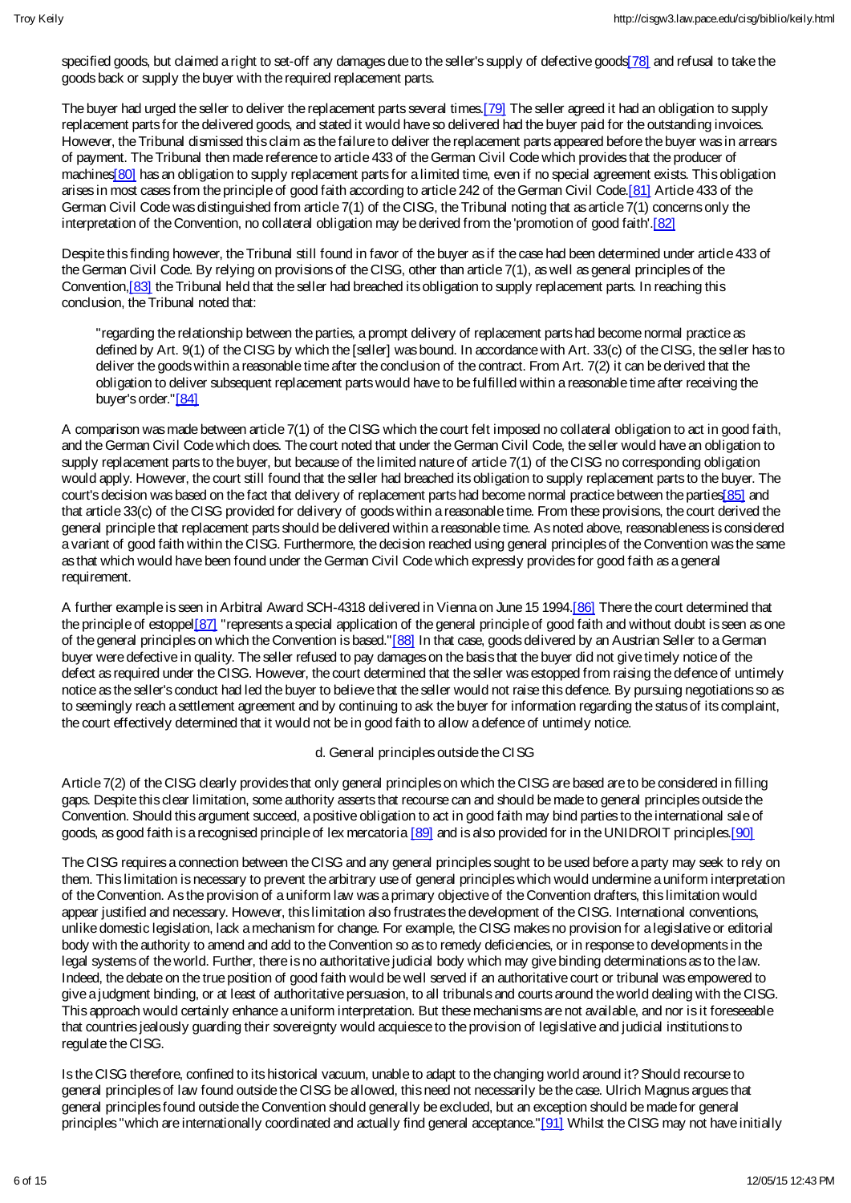specified goods, but claimed a right to set-off any damages due to the seller's supply of defective goods[78] and refusal to take the goods back or supply the buyer with the required replacement parts.

The buyer had urged the seller to deliver the replacement parts several times.[79] The seller agreed it had an obligation to supply replacement parts for the delivered goods, and stated it would have so delivered had the buyer paid for the outstanding invoices. However, the Tribunal dismissed this claim as the failure to deliver the replacement parts appeared before the buyer was in arrears of payment. The Tribunal then made reference to article 433 of the German Civil Code which provides that the producer of machines[80] has an obligation to supply replacement parts for a limited time, even if no special agreement exists. This obligation arises in most cases from the principle of good faith according to article 242 of the German Civil Code.[81] Article 433 of the German Civil Code was distinguished from article 7(1) of the CISG, the Tribunal noting that as article 7(1) concerns only the interpretation of the Convention, no collateral obligation may be derived from the 'promotion of good faith'.[82]

Despite this finding however, the Tribunal still found in favor of the buyer as if the case had been determined under article 433 of the German Civil Code. By relying on provisions of the CISG, other than article 7(1), as well as general principles of the Convention,[83] the Tribunal held that the seller had breached its obligation to supply replacement parts. In reaching this conclusion, the Tribunal noted that:

> "regarding the relationship between the parties, a prompt delivery of replacement parts had become normal practice as defined by Art. 9(1) of the CISG by which the [seller] was bound. In accordance with Art. 33(c) of the CISG, the seller has to deliver the goods within a reasonable time after the conclusion of the contract. From Art. 7(2) it can be derived that the obligation to deliver subsequent replacement parts would have to be fulfilled within a reasonable time after receiving the buyer's order."[84]

A comparison was made between article 7(1) of the CISG which the court felt imposed no collateral obligation to act in good faith, and the German Civil Code which does. The court noted that under the German Civil Code, the seller would have an obligation to supply replacement parts to the buyer, but because of the limited nature of article 7(1) of the CISG no corresponding obligation would apply. However, the court still found that the seller had breached its obligation to supply replacement parts to the buyer. The court's decision was based on the fact that delivery of replacement parts had become normal practice between the parties[85] and that article 33(c) of the CISG provided for delivery of goods within a reasonable time. From these provisions, the court derived the general principle that replacement parts should be delivered within a reasonable time. As noted above, reasonableness is considered a variant of good faith within the CISG. Furthermore, the decision reached using general principles of the Convention was the same as that which would have been found under the German Civil Code which expressly provides for good faith as a general requirement.

A further example is seen in Arbitral Award SCH-4318 delivered in Vienna on June 15 1994.[86] There the court determined that the principle of estoppel[87] "represents a special application of the general principle of good faith and without doubt is seen as one of the general principles on which the Convention is based."[88] In that case, goods delivered by an Austrian Seller to a German buyer were defective in quality. The seller refused to pay damages on the basis that the buyer did not give timely notice of the defect as required under the CISG. However, the court determined that the seller was estopped from raising the defence of untimely notice as the seller's conduct had led the buyer to believe that the seller would not raise this defence. By pursuing negotiations so as to seemingly reach a settlement agreement and by continuing to ask the buyer for information regarding the status of its complaint, the court effectively determined that it would not be in good faith to allow a defence of untimely notice.

### d. General principles outside the CISG

Article 7(2) of the CISG clearly provides that only general principles on which the CISG are based are to be considered in filling gaps. Despite this clear limitation, some authority asserts that recourse can and should be made to general principles outside the Convention. Should this argument succeed, a positive obligation to act in good faith may bind parties to the international sale of goods, as good faith is a recognised principle of lex mercatoria [89] and is also provided for in the UNIDROIT principles.[90]

The CISG requires a connection between the CISG and any general principles sought to be used before a party may seek to rely on them. This limitation is necessary to prevent the arbitrary use of general principles which would undermine a uniform interpretation of the Convention. As the provision of a uniform law was a primary objective of the Convention drafters, this limitation would appear justified and necessary. However, this limitation also frustrates the development of the CISG. International conventions, unlike domestic legislation, lack a mechanism for change. For example, the CISG makes no provision for a legislative or editorial body with the authority to amend and add to the Convention so as to remedy deficiencies, or in response to developments in the legal systems of the world. Further, there is no authoritative judicial body which may give binding determinations as to the law. Indeed, the debate on the true position of good faith would be well served if an authoritative court or tribunal was empowered to give a judgment binding, or at least of authoritative persuasion, to all tribunals and courts around the world dealing with the CISG. This approach would certainly enhance a uniform interpretation. But these mechanisms are not available, and nor is it foreseeable that countries jealously guarding their sovereignty would acquiesce to the provision of legislative and judicial institutions to regulate the CISG.

Is the CISG therefore, confined to its historical vacuum, unable to adapt to the changing world around it? Should recourse to general principles of law found outside the CISG be allowed, this need not necessarily be the case. Ulrich Magnus argues that general principles found outside the Convention should generally be excluded, but an exception should be made for general principles "which are internationally coordinated and actually find general acceptance."[91] Whilst the CISG may not have initially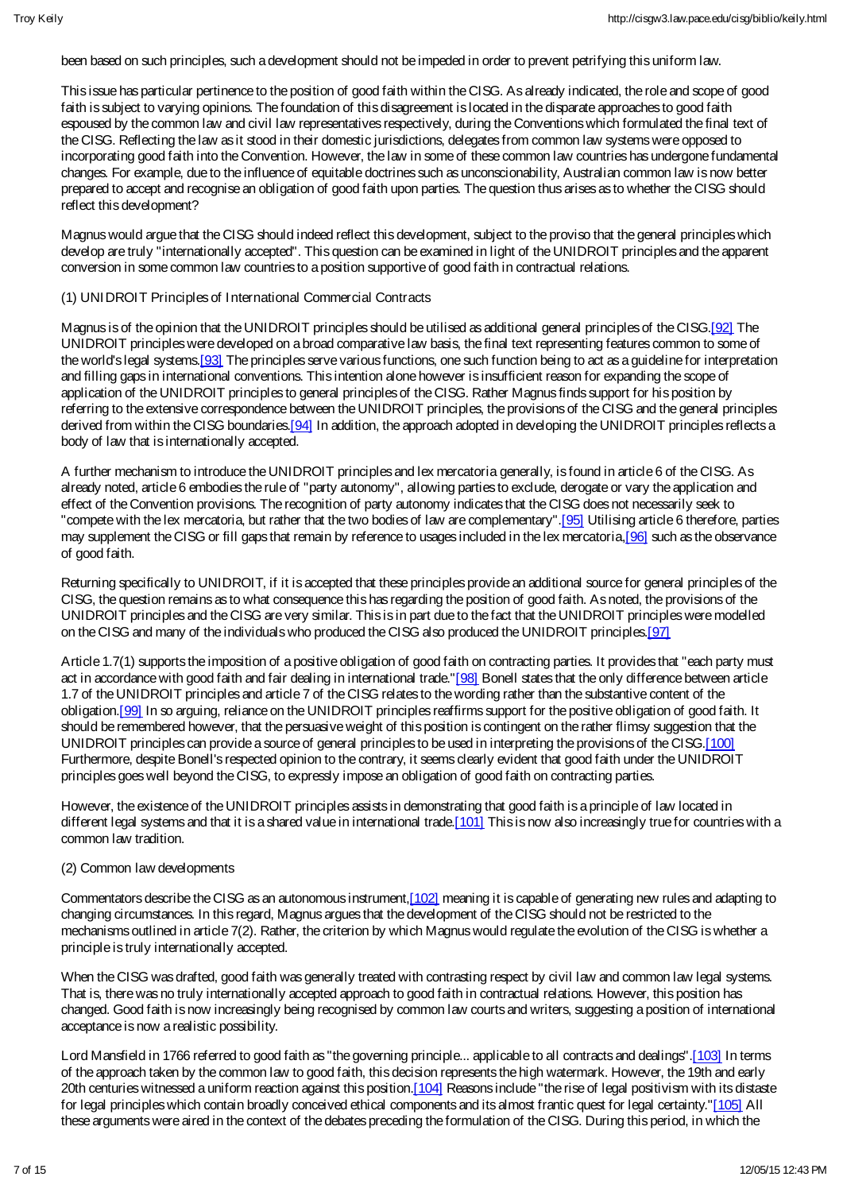been based on such principles, such a development should not be impeded in order to prevent petrifying this uniform law.

This issue has particular pertinence to the position of good faith within the CISG. As already indicated, the role and scope of good faith is subject to varying opinions. The foundation of this disagreement is located in the disparate approaches to good faith espoused by the common law and civil law representatives respectively, during the Conventions which formulated the final text of the CISG. Reflecting the law as it stood in their domestic jurisdictions, delegates from common law systems were opposed to incorporating good faith into the Convention. However, the law in some of these common law countries has undergone fundamental changes. For example, due to the influence of equitable doctrines such as unconscionability, Australian common law is now better prepared to accept and recognise an obligation of good faith upon parties. The question thus arises as to whether the CISG should reflect this development?

Magnus would argue that the CISG should indeed reflect this development, subject to the proviso that the general principles which develop are truly "internationally accepted". This question can be examined in light of the UNIDROIT principles and the apparent conversion in some common law countries to a position supportive of good faith in contractual relations.

(1) UNIDROIT Principles of International Commercial Contracts

Magnus is of the opinion that the UNIDROIT principles should be utilised as additional general principles of the CISG.[92] The UNIDROIT principles were developed on a broad comparative law basis, the final text representing features common to some of the world's legal systems.[93] The principles serve various functions, one such function being to act as a guideline for interpretation and filling gaps in international conventions. This intention alone however is insufficient reason for expanding the scope of application of the UNIDROIT principles to general principles of the CISG. Rather Magnus finds support for his position by referring to the extensive correspondence between the UNIDROIT principles, the provisions of the CISG and the general principles derived from within the CISG boundaries.[94] In addition, the approach adopted in developing the UNIDROIT principles reflects a body of law that is internationally accepted.

A further mechanism to introduce the UNIDROIT principles and lex mercatoria generally, is found in article 6 of the CISG. As already noted, article 6 embodies the rule of "party autonomy", allowing parties to exclude, derogate or vary the application and effect of the Convention provisions. The recognition of party autonomy indicates that the CISG does not necessarily seek to "compete with the lex mercatoria, but rather that the two bodies of law are complementary".[95] Utilising article 6 therefore, parties may supplement the CISG or fill gaps that remain by reference to usages included in the lex mercatoria,[96] such as the observance of good faith.

Returning specifically to UNIDROIT, if it is accepted that these principles provide an additional source for general principles of the CISG, the question remains as to what consequence this has regarding the position of good faith. As noted, the provisions of the UNIDROIT principles and the CISG are very similar. This is in part due to the fact that the UNIDROIT principles were modelled on the CISG and many of the individuals who produced the CISG also produced the UNIDROIT principles.[97]

Article 1.7(1) supports the imposition of a positive obligation of good faith on contracting parties. It provides that "each party must act in accordance with good faith and fair dealing in international trade."[98] Bonell states that the only difference between article 1.7 of the UNIDROIT principles and article 7 of the CISG relates to the wording rather than the substantive content of the obligation.[99] In so arguing, reliance on the UNIDROIT principles reaffirms support for the positive obligation of good faith. It should be remembered however, that the persuasive weight of this position is contingent on the rather flimsy suggestion that the UNIDROIT principles can provide a source of general principles to be used in interpreting the provisions of the CISG.[100] Furthermore, despite Bonell's respected opinion to the contrary, it seems clearly evident that good faith under the UNIDROIT principles goes well beyond the CISG, to expressly impose an obligation of good faith on contracting parties.

However, the existence of the UNIDROIT principles assists in demonstrating that good faith is a principle of law located in different legal systems and that it is a shared value in international trade.[101] This is now also increasingly true for countries with a common law tradition.

(2) Common law developments

Commentators describe the CISG as an autonomous instrument,[102] meaning it is capable of generating new rules and adapting to changing circumstances. In this regard, Magnus argues that the development of the CISG should not be restricted to the mechanisms outlined in article 7(2). Rather, the criterion by which Magnus would regulate the evolution of the CISG is whether a principle is truly internationally accepted.

When the CISG was drafted, good faith was generally treated with contrasting respect by civil law and common law legal systems. That is, there was no truly internationally accepted approach to good faith in contractual relations. However, this position has changed. Good faith is now increasingly being recognised by common law courts and writers, suggesting a position of international acceptance is now a realistic possibility.

Lord Mansfield in 1766 referred to good faith as "the governing principle... applicable to all contracts and dealings".[103] In terms of the approach taken by the common law to good faith, this decision represents the high watermark. However, the 19th and early 20th centuries witnessed a uniform reaction against this position.[104] Reasons include "the rise of legal positivism with its distaste for legal principles which contain broadly conceived ethical components and its almost frantic quest for legal certainty."[105] All these arguments were aired in the context of the debates preceding the formulation of the CISG. During this period, in which the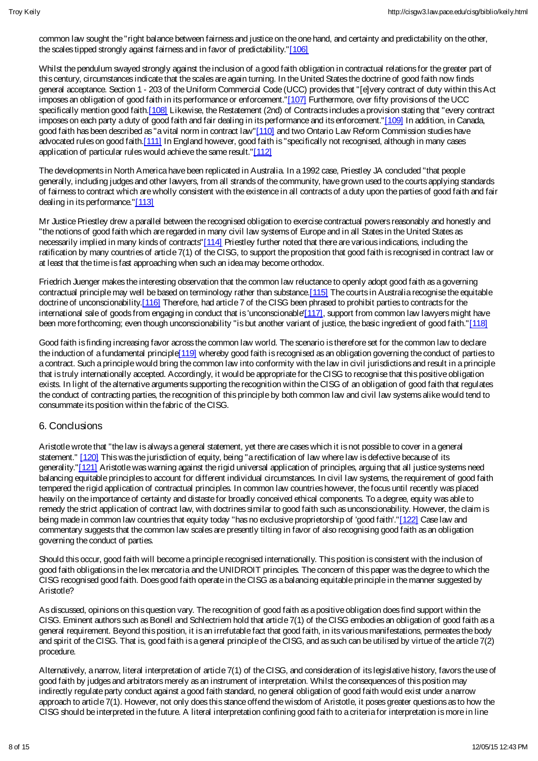common law sought the "right balance between fairness and justice on the one hand, and certainty and predictability on the other, the scales tipped strongly against fairness and in favor of predictability."[106]

Whilst the pendulum swayed strongly against the inclusion of a good faith obligation in contractual relations for the greater part of this century, circumstances indicate that the scales are again turning. In the United States the doctrine of good faith now finds general acceptance. Section 1 - 203 of the Uniform Commercial Code (UCC) provides that "[e]very contract of duty within this Act imposes an obligation of good faith in its performance or enforcement."[107] Furthermore, over fifty provisions of the UCC specifically mention good faith.[108] Likewise, the Restatement (2nd) of Contracts includes a provision stating that "every contract imposes on each party a duty of good faith and fair dealing in its performance and its enforcement."[109] In addition, in Canada, good faith has been described as "a vital norm in contract law"[110] and two Ontario Law Reform Commission studies have advocated rules on good faith.[111] In England however, good faith is "specifically not recognised, although in many cases application of particular rules would achieve the same result."[112]

The developments in North America have been replicated in Australia. In a 1992 case, Priestley JA concluded "that people generally, including judges and other lawyers, from all strands of the community, have grown used to the courts applying standards of fairness to contract which are wholly consistent with the existence in all contracts of a duty upon the parties of good faith and fair dealing in its performance."[113]

Mr Justice Priestley drew a parallel between the recognised obligation to exercise contractual powers reasonably and honestly and "the notions of good faith which are regarded in many civil law systems of Europe and in all States in the United States as necessarily implied in many kinds of contracts"[114] Priestley further noted that there are various indications, including the ratification by many countries of article 7(1) of the CISG, to support the proposition that good faith is recognised in contract law or at least that the time is fast approaching when such an idea may become orthodox.

Friedrich Juenger makes the interesting observation that the common law reluctance to openly adopt good faith as a governing contractual principle may well be based on terminology rather than substance.[115] The courts in Australia recognise the equitable doctrine of unconscionability.[116] Therefore, had article 7 of the CISG been phrased to prohibit parties to contracts for the international sale of goods from engaging in conduct that is 'unconscionable'[117], support from common law lawyers might have been more forthcoming; even though unconscionability "is but another variant of justice, the basic ingredient of good faith."[118]

Good faith is finding increasing favor across the common law world. The scenario is therefore set for the common law to declare the induction of a fundamental principle[119] whereby good faith is recognised as an obligation governing the conduct of parties to a contract. Such a principle would bring the common law into conformity with the law in civil jurisdictions and result in a principle that is truly internationally accepted. Accordingly, it would be appropriate for the CISG to recognise that this positive obligation exists. In light of the alternative arguments supporting the recognition within the CISG of an obligation of good faith that regulates the conduct of contracting parties, the recognition of this principle by both common law and civil law systems alike would tend to consummate its position within the fabric of the CISG.

## 6. Conclusions

Aristotle wrote that "the law is always a general statement, yet there are cases which it is not possible to cover in a general statement." [120] This was the jurisdiction of equity, being "a rectification of law where law is defective because of its generality."[121] Aristotle was warning against the rigid universal application of principles, arguing that all justice systems need balancing equitable principles to account for different individual circumstances. In civil law systems, the requirement of good faith tempered the rigid application of contractual principles. In common law countries however, the focus until recently was placed heavily on the importance of certainty and distaste for broadly conceived ethical components. To a degree, equity was able to remedy the strict application of contract law, with doctrines similar to good faith such as unconscionability. However, the claim is being made in common law countries that equity today "has no exclusive proprietorship of 'good faith'."[122] Case law and commentary suggests that the common law scales are presently tilting in favor of also recognising good faith as an obligation governing the conduct of parties.

Should this occur, good faith will become a principle recognised internationally. This position is consistent with the inclusion of good faith obligations in the lex mercatoria and the UNIDROIT principles. The concern of this paper was the degree to which the CISG recognised good faith. Does good faith operate in the CISG as a balancing equitable principle in the manner suggested by Aristotle?

As discussed, opinions on this question vary. The recognition of good faith as a positive obligation does find support within the CISG. Eminent authors such as Bonell and Schlectriem hold that article 7(1) of the CISG embodies an obligation of good faith as a general requirement. Beyond this position, it is an irrefutable fact that good faith, in its various manifestations, permeates the body and spirit of the CISG. That is, good faith is a general principle of the CISG, and as such can be utilised by virtue of the article 7(2) procedure.

Alternatively, a narrow, literal interpretation of article 7(1) of the CISG, and consideration of its legislative history, favors the use of good faith by judges and arbitrators merely as an instrument of interpretation. Whilst the consequences of this position may indirectly regulate party conduct against a good faith standard, no general obligation of good faith would exist under a narrow approach to article 7(1). However, not only does this stance offend the wisdom of Aristotle, it poses greater questions as to how the CISG should be interpreted in the future. A literal interpretation confining good faith to a criteria for interpretation is more in line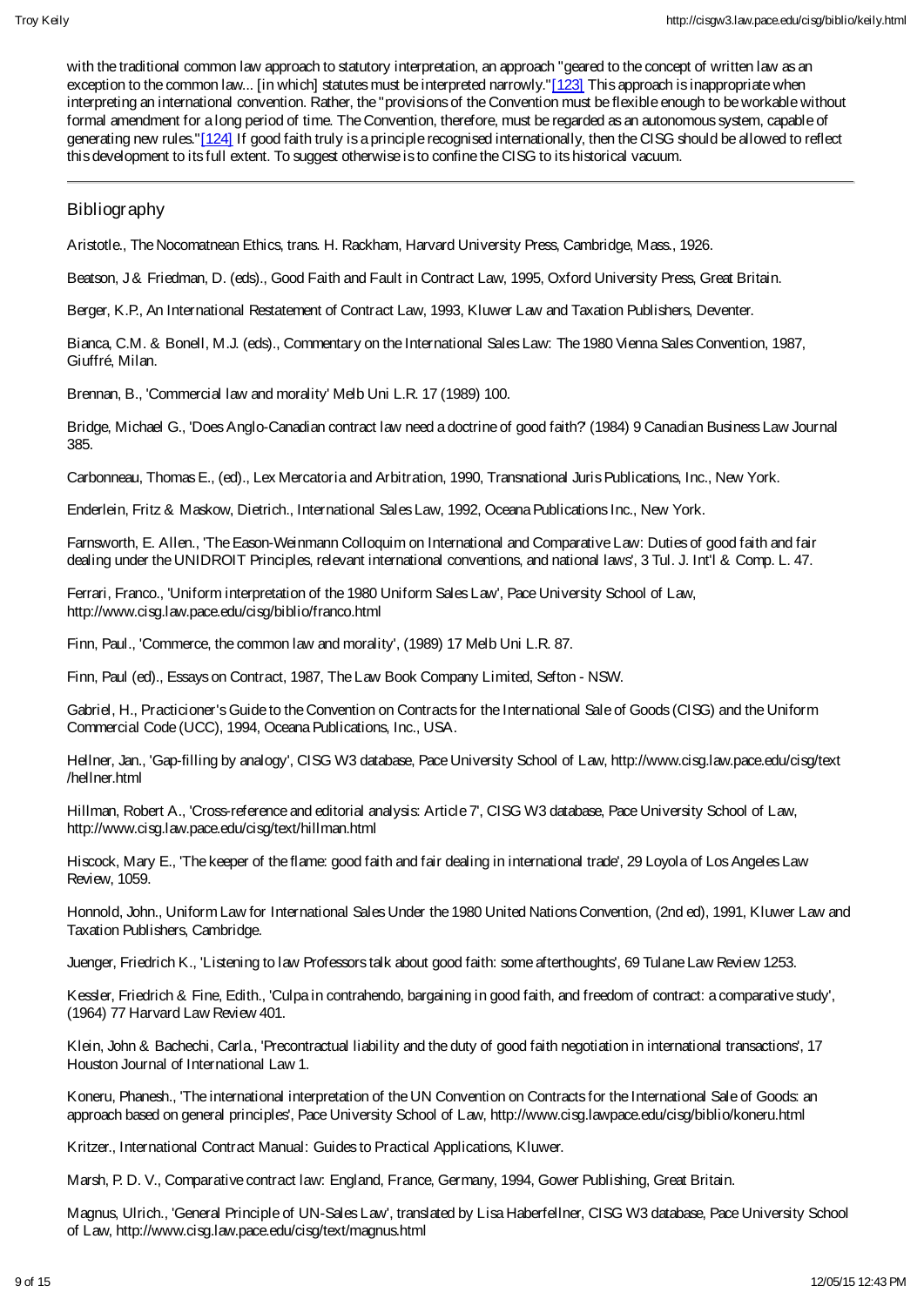with the traditional common law approach to statutory interpretation, an approach "geared to the concept of written law as an exception to the common law... [in which] statutes must be interpreted narrowly."[123] This approach is inappropriate when interpreting an international convention. Rather, the "provisions of the Convention must be flexible enough to be workable without formal amendment for a long period of time. The Convention, therefore, must be regarded as an autonomous system, capable of generating new rules."[124] If good faith truly is a principle recognised internationally, then the CISG should be allowed to reflect this development to its full extent. To suggest otherwise is to confine the CISG to its historical vacuum.

---

## Bibliography

Aristotle., The Nocomatnean Ethics, trans. H. Rackham, Harvard University Press, Cambridge, Mass., 1926.

Beatson, J & Friedman, D. (eds)., Good Faith and Fault in Contract Law, 1995, Oxford University Press, Great Britain.

Berger, K.P., An International Restatement of Contract Law, 1993, Kluwer Law and Taxation Publishers, Deventer.

Bianca, C.M. & Bonell, M.J. (eds)., Commentary on the International Sales Law: The 1980 Vienna Sales Convention, 1987, Giuffré, Milan.

Brennan, B., 'Commercial law and morality' Melb Uni L.R. 17 (1989) 100.

Bridge, Michael G., 'Does Anglo-Canadian contract law need a doctrine of good faith?' (1984) 9 Canadian Business Law Journal 385.

Carbonneau, Thomas E., (ed)., Lex Mercatoria and Arbitration, 1990, Transnational Juris Publications, Inc., New York.

Enderlein, Fritz & Maskow, Dietrich., International Sales Law, 1992, Oceana Publications Inc., New York.

Farnsworth, E. Allen., 'The Eason-Weinmann Colloquim on International and Comparative Law: Duties of good faith and fair dealing under the UNIDROIT Principles, relevant international conventions, and national laws', 3 Tul. J. Int'l & Comp. L. 47.

Ferrari, Franco., 'Uniform interpretation of the 1980 Uniform Sales Law', Pace University School of Law, http://www.cisg.law.pace.edu/cisg/biblio/franco.html

Finn, Paul., 'Commerce, the common law and morality', (1989) 17 Melb Uni L.R. 87.

Finn, Paul (ed)., Essays on Contract, 1987, The Law Book Company Limited, Sefton - NSW.

Gabriel, H., Practicioner's Guide to the Convention on Contracts for the International Sale of Goods (CISG) and the Uniform Commercial Code (UCC), 1994, Oceana Publications, Inc., USA.

Hellner, Jan., 'Gap-filling by analogy', CISG W3 database, Pace University School of Law, http://www.cisg.law.pace.edu/cisg/text/hellner.html

Hillman, Robert A., 'Cross-reference and editorial analysis: Article 7', CISG W3 database, Pace University School of Law, http://www.cisg.law.pace.edu/cisg/text/hillman.html

Hiscock, Mary E., 'The keeper of the flame: good faith and fair dealing in international trade', 29 Loyola of Los Angeles Law Review, 1059.

Honnold, John., Uniform Law for International Sales Under the 1980 United Nations Convention, (2nd ed), 1991, Kluwer Law and Taxation Publishers, Cambridge.

Juenger, Friedrich K., 'Listening to law Professors talk about good faith: some afterthoughts', 69 Tulane Law Review 1253.

Kessler, Friedrich & Fine, Edith., 'Culpa in contrahendo, bargaining in good faith, and freedom of contract: a comparative study', (1964) 77 Harvard Law Review 401.

Klein, John & Bachechi, Carla., 'Precontractual liability and the duty of good faith negotiation in international transactions', 17 Houston Journal of International Law 1.

Koneru, Phanesh., 'The international interpretation of the UN Convention on Contracts for the International Sale of Goods: an approach based on general principles', Pace University School of Law, http://www.cisg.lawpace.edu/cisg/biblio/koneru.html

Kritzer., International Contract Manual: Guides to Practical Applications, Kluwer.

Marsh, P. D. V., Comparative contract law: England, France, Germany, 1994, Gower Publishing, Great Britain.

Magnus, Ulrich., 'General Principle of UN-Sales Law', translated by Lisa Haberfellner, CISG W3 database, Pace University School of Law, http://www.cisg.law.pace.edu/cisg/text/magnus.html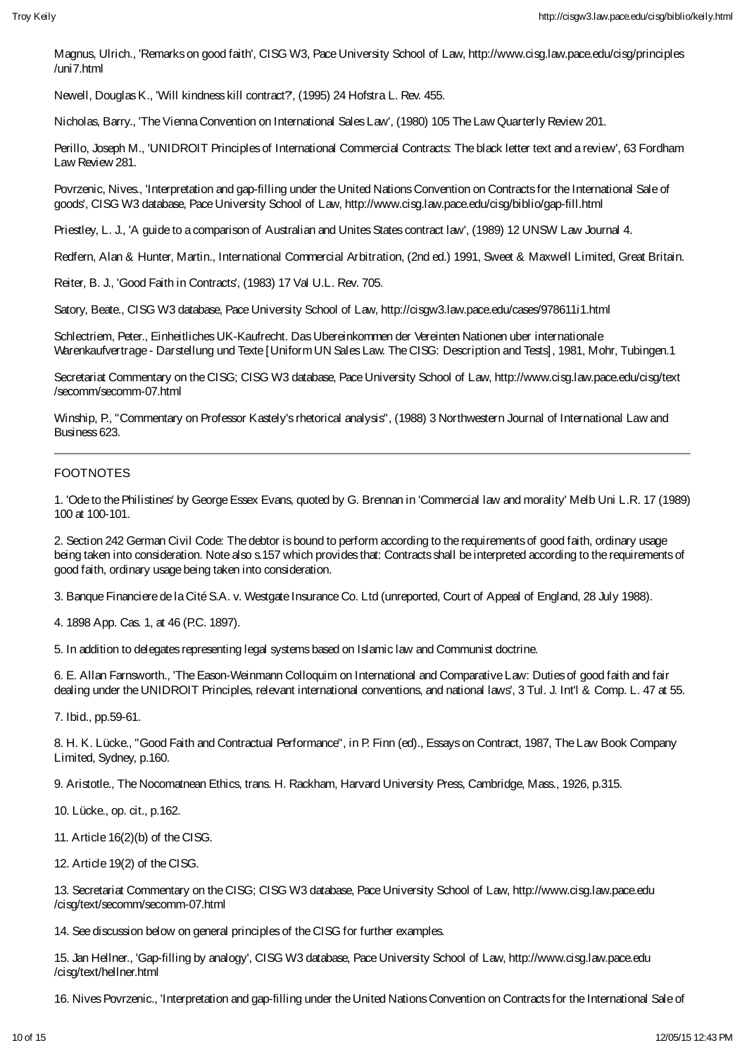Magnus, Ulrich., 'Remarks on good faith', CISG W3, Pace University School of Law, http://www.cisg.law.pace.edu/cisg/principles/uni7.html

Newell, Douglas K., 'Will kindness kill contract?', (1995) 24 Hofstra L. Rev. 455.

Nicholas, Barry., 'The Vienna Convention on International Sales Law', (1980) 105 The Law Quarterly Review 201.

Perillo, Joseph M., 'UNIDROIT Principles of International Commercial Contracts: The black letter text and a review', 63 Fordham Law Review 281.

Povrzenic, Nives., 'Interpretation and gap-filling under the United Nations Convention on Contracts for the International Sale of goods', CISG W3 database, Pace University School of Law, http://www.cisg.law.pace.edu/cisg/biblio/gap-fill.html

Priestley, L. J., 'A guide to a comparison of Australian and Unites States contract law', (1989) 12 UNSW Law Journal 4.

Redfern, Alan & Hunter, Martin., International Commercial Arbitration, (2nd ed.) 1991, Sweet & Maxwell Limited, Great Britain.

Reiter, B. J., 'Good Faith in Contracts', (1983) 17 Val U.L. Rev. 705.

Satory, Beate., CISG W3 database, Pace University School of Law, http://cisgw3.law.pace.edu/cases/978611i1.html

Schlectriem, Peter., Einheitliches UK-Kaufrecht. Das Ubereinkommen der Vereinten Nationen uber internationale Warenkaufvertrage - Darstellung und Texte [Uniform UN Sales Law. The CISG: Description and Tests], 1981, Mohr, Tubingen.1

Secretariat Commentary on the CISG; CISG W3 database, Pace University School of Law, http://www.cisg.law.pace.edu/cisg/text/secomm/secomm-07.html

Winship, P., "Commentary on Professor Kastely's rhetorical analysis", (1988) 3 Northwestern Journal of International Law and Business 623.

---

FOOTNOTES

1. 'Ode to the Philistines' by George Essex Evans, quoted by G. Brennan in 'Commercial law and morality' Melb Uni L.R. 17 (1989) 100 at 100-101.

2. Section 242 German Civil Code: The debtor is bound to perform according to the requirements of good faith, ordinary usage being taken into consideration. Note also s.157 which provides that: Contracts shall be interpreted according to the requirements of good faith, ordinary usage being taken into consideration.

3. Banque Financiere de la Cité S.A. v. Westgate Insurance Co. Ltd (unreported, Court of Appeal of England, 28 July 1988).

4. 1898 App. Cas. 1, at 46 (P.C. 1897).

5. In addition to delegates representing legal systems based on Islamic law and Communist doctrine.

6. E. Allan Farnsworth., 'The Eason-Weinmann Colloquim on International and Comparative Law: Duties of good faith and fair dealing under the UNIDROIT Principles, relevant international conventions, and national laws', 3 Tul. J. Int'l & Comp. L. 47 at 55.

7. Ibid., pp.59-61.

8. H. K. Lücke., "Good Faith and Contractual Performance", in P. Finn (ed)., Essays on Contract, 1987, The Law Book Company Limited, Sydney, p.160.

9. Aristotle., The Nocomatnean Ethics, trans. H. Rackham, Harvard University Press, Cambridge, Mass., 1926, p.315.

10. Lücke., op. cit., p.162.

11. Article 16(2)(b) of the CISG.

12. Article 19(2) of the CISG.

13. Secretariat Commentary on the CISG; CISG W3 database, Pace University School of Law, http://www.cisg.law.pace.edu/cisg/text/secomm/secomm-07.html

14. See discussion below on general principles of the CISG for further examples.

15. Jan Hellner., 'Gap-filling by analogy', CISG W3 database, Pace University School of Law, http://www.cisg.law.pace.edu/cisg/text/hellner.html

16. Nives Povrzenic., 'Interpretation and gap-filling under the United Nations Convention on Contracts for the International Sale of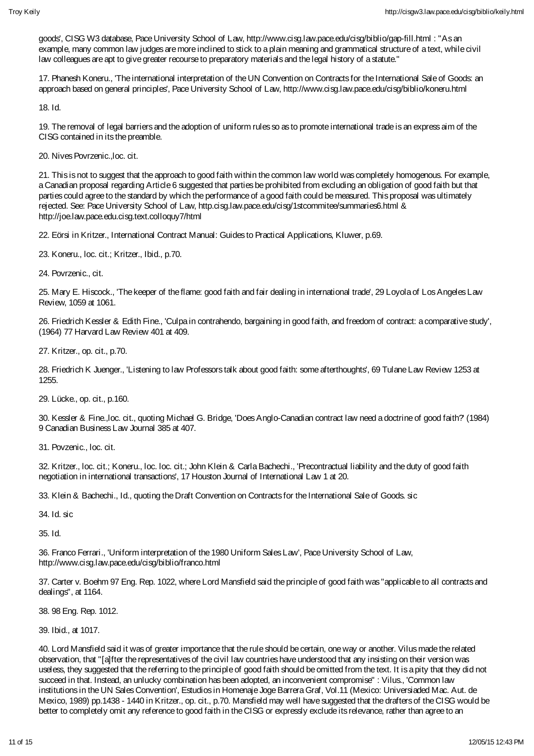goods', CISG W3 database, Pace University School of Law, http://www.cisg.law.pace.edu/cisg/biblio/gap-fill.html : "As an example, many common law judges are more inclined to stick to a plain meaning and grammatical structure of a text, while civil law colleagues are apt to give greater recourse to preparatory materials and the legal history of a statute."

17. Phanesh Koneru., 'The international interpretation of the UN Convention on Contracts for the International Sale of Goods: an approach based on general principles', Pace University School of Law, http://www.cisg.law.pace.edu/cisg/biblio/koneru.html

18. Id.

19. The removal of legal barriers and the adoption of uniform rules so as to promote international trade is an express aim of the CISG contained in its the preamble.

20. Nives Povrzenic.,loc. cit.

21. This is not to suggest that the approach to good faith within the common law world was completely homogenous. For example, a Canadian proposal regarding Article 6 suggested that parties be prohibited from excluding an obligation of good faith but that parties could agree to the standard by which the performance of a good faith could be measured. This proposal was ultimately rejected. See: Pace University School of Law, http.cisg.law.pace.edu/cisg/1stcommitee/summaries6.html & http://joe.law.pace.edu.cisg.text.colloquy7/html

22. Eörsi in Kritzer., International Contract Manual: Guides to Practical Applications, Kluwer, p.69.

23. Koneru., loc. cit.; Kritzer., Ibid., p.70.

24. Povrzenic., cit.

25. Mary E. Hiscock., 'The keeper of the flame: good faith and fair dealing in international trade', 29 Loyola of Los Angeles Law Review, 1059 at 1061.

26. Friedrich Kessler & Edith Fine., 'Culpa in contrahendo, bargaining in good faith, and freedom of contract: a comparative study', (1964) 77 Harvard Law Review 401 at 409.

27. Kritzer., op. cit., p.70.

28. Friedrich K Juenger., 'Listening to law Professors talk about good faith: some afterthoughts', 69 Tulane Law Review 1253 at 1255.

29. Lücke., op. cit., p.160.

30. Kessler & Fine.,loc. cit., quoting Michael G. Bridge, 'Does Anglo-Canadian contract law need a doctrine of good faith?' (1984) 9 Canadian Business Law Journal 385 at 407.

31. Povzenic., loc. cit.

32. Kritzer., loc. cit.; Koneru., loc. loc. cit.; John Klein & Carla Bachechi., 'Precontractual liability and the duty of good faith negotiation in international transactions', 17 Houston Journal of International Law 1 at 20.

33. Klein & Bachechi., Id., quoting the Draft Convention on Contracts for the International Sale of Goods. sic

34. Id. sic

35. Id.

36. Franco Ferrari., 'Uniform interpretation of the 1980 Uniform Sales Law', Pace University School of Law, http://www.cisg.law.pace.edu/cisg/biblio/franco.html

37. Carter v. Boehm 97 Eng. Rep. 1022, where Lord Mansfield said the principle of good faith was "applicable to all contracts and dealings", at 1164.

38. 98 Eng. Rep. 1012.

39. Ibid., at 1017.

40. Lord Mansfield said it was of greater importance that the rule should be certain, one way or another. Vilus made the related observation, that "[a]fter the representatives of the civil law countries have understood that any insisting on their version was useless, they suggested that the referring to the principle of good faith should be omitted from the text. It is a pity that they did not succeed in that. Instead, an unlucky combination has been adopted, an inconvenient compromise" : Vilus., 'Common law institutions in the UN Sales Convention', Estudios in Homenaje Joge Barrera Graf, Vol.11 (Mexico: Universiaded Mac. Aut. de Mexico, 1989) pp.1438 - 1440 in Kritzer., op. cit., p.70. Mansfield may well have suggested that the drafters of the CISG would be better to completely omit any reference to good faith in the CISG or expressly exclude its relevance, rather than agree to an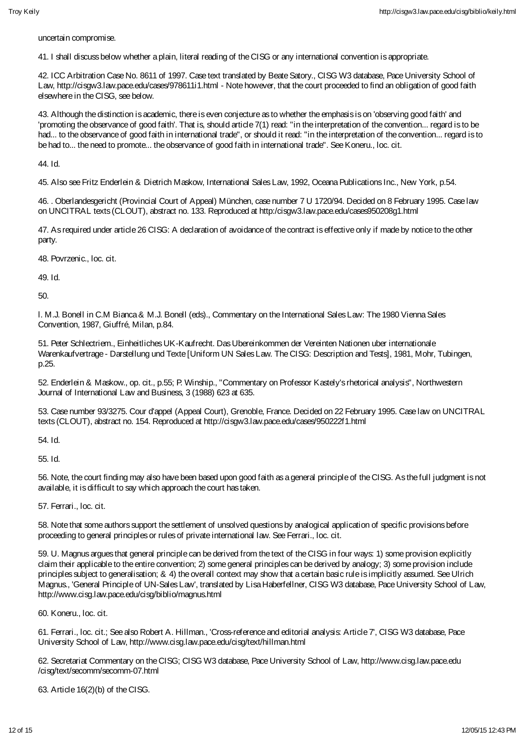uncertain compromise.

41. I shall discuss below whether a plain, literal reading of the CISG or any international convention is appropriate.

42. ICC Arbitration Case No. 8611 of 1997. Case text translated by Beate Satory., CISG W3 database, Pace University School of Law, http://cisgw3.law.pace.edu/cases/978611i1.html - Note however, that the court proceeded to find an obligation of good faith elsewhere in the CISG, see below.

43. Although the distinction is academic, there is even conjecture as to whether the emphasis is on 'observing good faith' and 'promoting the observance of good faith'. That is, should article 7(1) read: "in the interpretation of the convention... regard is to be had... to the observance of good faith in international trade", or should it read: "in the interpretation of the convention... regard is to be had to... the need to promote... the observance of good faith in international trade". See Koneru., loc. cit.

44. Id.

45. Also see Fritz Enderlein & Dietrich Maskow, International Sales Law, 1992, Oceana Publications Inc., New York, p.54.

46. . Oberlandesgericht (Provincial Court of Appeal) München, case number 7 U 1720/94. Decided on 8 February 1995. Case law on UNCITRAL texts (CLOUT), abstract no. 133. Reproduced at http:/cisgw3.law.pace.edu/cases950208g1.html

47. As required under article 26 CISG: A declaration of avoidance of the contract is effective only if made by notice to the other party.

48. Povrzenic., loc. cit.

49. Id.

50.

l. M.J. Bonell in C.M Bianca & M.J. Bonell (eds)., Commentary on the International Sales Law: The 1980 Vienna Sales Convention, 1987, Giuffré, Milan, p.84.

51. Peter Schlectriem., Einheitliches UK-Kaufrecht. Das Ubereinkommen der Vereinten Nationen uber internationale Warenkaufvertrage - Darstellung und Texte [Uniform UN Sales Law. The CISG: Description and Tests], 1981, Mohr, Tubingen, p.25.

52. Enderlein & Maskow., op. cit., p.55; P. Winship., "Commentary on Professor Kastely's rhetorical analysis", Northwestern Journal of International Law and Business, 3 (1988) 623 at 635.

53. Case number 93/3275. Cour d'appel (Appeal Court), Grenoble, France. Decided on 22 February 1995. Case law on UNCITRAL texts (CLOUT), abstract no. 154. Reproduced at http://cisgw3.law.pace.edu/cases/950222f1.html

54. Id.

55. Id.

56. Note, the court finding may also have been based upon good faith as a general principle of the CISG. As the full judgment is not available, it is difficult to say which approach the court has taken.

57. Ferrari., loc. cit.

58. Note that some authors support the settlement of unsolved questions by analogical application of specific provisions before proceeding to general principles or rules of private international law. See Ferrari., loc. cit.

59. U. Magnus argues that general principle can be derived from the text of the CISG in four ways: 1) some provision explicitly claim their applicable to the entire convention; 2) some general principles can be derived by analogy; 3) some provision include principles subject to generalisation; & 4) the overall context may show that a certain basic rule is implicitly assumed. See Ulrich Magnus., 'General Principle of UN-Sales Law', translated by Lisa Haberfellner, CISG W3 database, Pace University School of Law, http://www.cisg.law.pace.edu/cisg/biblio/magnus.html

60. Koneru., loc. cit.

61. Ferrari., loc. cit.; See also Robert A. Hillman., 'Cross-reference and editorial analysis: Article 7', CISG W3 database, Pace University School of Law, http://www.cisg.law.pace.edu/cisg/text/hillman.html

62. Secretariat Commentary on the CISG; CISG W3 database, Pace University School of Law, http://www.cisg.law.pace.edu /cisg/text/secomm/secomm-07.html

63. Article 16(2)(b) of the CISG.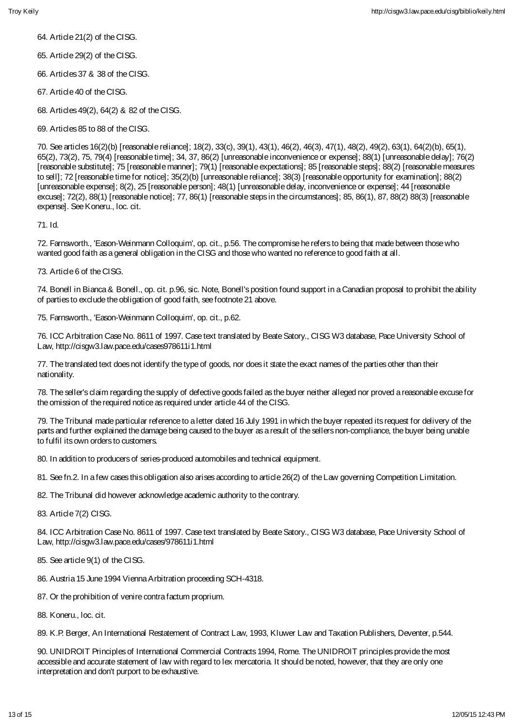64. Article 21(2) of the CISG.

65. Article 29(2) of the CISG.

66. Articles 37 & 38 of the CISG.

67. Article 40 of the CISG.

68. Articles 49(2), 64(2) & 82 of the CISG.

69. Articles 85 to 88 of the CISG.

70. See articles 16(2)(b) [reasonable reliance]; 18(2), 33(c), 39(1), 43(1), 46(2), 46(3), 47(1), 48(2), 49(2), 63(1), 64(2)(b), 65(1), 65(2), 73(2), 75, 79(4) [reasonable time]; 34, 37, 86(2) [unreasonable inconvenience or expense]; 88(1) [unreasonable delay]; 76(2) [reasonable substitute]; 75 [reasonable manner]; 79(1) [reasonable expectations]; 85 [reasonable steps]; 88(2) [reasonable measures to sell]; 72 [reasonable time for notice]; 35(2)(b) [unreasonable reliance]; 38(3) [reasonable opportunity for examination]; 88(2) [unreasonable expense]; 8(2), 25 [reasonable person]; 48(1) [unreasonable delay, inconvenience or expense]; 44 [reasonable excuse]; 72(2), 88(1) [reasonable notice]; 77, 86(1) [reasonable steps in the circumstances]; 85, 86(1), 87, 88(2) 88(3) [reasonable expense]. See Koneru., loc. cit.

71. Id.

72. Farnsworth., 'Eason-Weinmann Colloquim', op. cit., p.56. The compromise he refers to being that made between those who wanted good faith as a general obligation in the CISG and those who wanted no reference to good faith at all.

73. Article 6 of the CISG.

74. Bonell in Bianca & Bonell., op. cit. p.96, sic. Note, Bonell's position found support in a Canadian proposal to prohibit the ability of parties to exclude the obligation of good faith, see footnote 21 above.

75. Farnsworth., 'Eason-Weinmann Colloquim', op. cit., p.62.

76. ICC Arbitration Case No. 8611 of 1997. Case text translated by Beate Satory., CISG W3 database, Pace University School of Law, http://cisgw3.law.pace.edu/cases978611i1.html

77. The translated text does not identify the type of goods, nor does it state the exact names of the parties other than their nationality.

78. The seller's claim regarding the supply of defective goods failed as the buyer neither alleged nor proved a reasonable excuse for the omission of the required notice as required under article 44 of the CISG.

79. The Tribunal made particular reference to a letter dated 16 July 1991 in which the buyer repeated its request for delivery of the parts and further explained the damage being caused to the buyer as a result of the sellers non-compliance, the buyer being unable to fulfil its own orders to customers.

80. In addition to producers of series-produced automobiles and technical equipment.

81. See fn.2. In a few cases this obligation also arises according to article 26(2) of the Law governing Competition Limitation.

82. The Tribunal did however acknowledge academic authority to the contrary.

83. Article 7(2) CISG.

84. ICC Arbitration Case No. 8611 of 1997. Case text translated by Beate Satory., CISG W3 database, Pace University School of Law, http://cisgw3.law.pace.edu/cases/978611i1.html

85. See article 9(1) of the CISG.

86. Austria 15 June 1994 Vienna Arbitration proceeding SCH-4318.

87. Or the prohibition of venire contra factum proprium.

88. Koneru., loc. cit.

89. K.P. Berger, An International Restatement of Contract Law, 1993, Kluwer Law and Taxation Publishers, Deventer, p.544.

90. UNIDROIT Principles of International Commercial Contracts 1994, Rome. The UNIDROIT principles provide the most accessible and accurate statement of law with regard to lex mercatoria. It should be noted, however, that they are only one interpretation and don't purport to be exhaustive.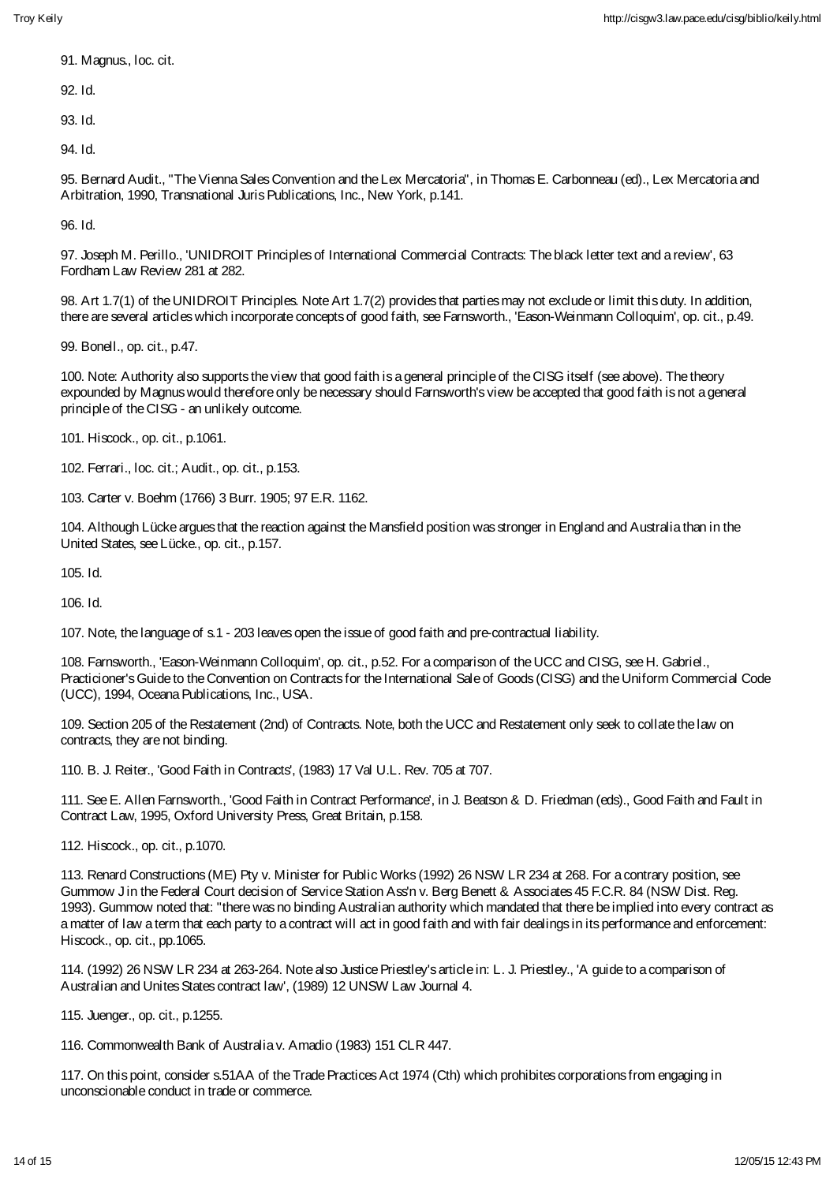91. Magnus., loc. cit.

92. Id.

93. Id.

94. Id.

95. Bernard Audit., "The Vienna Sales Convention and the Lex Mercatoria", in Thomas E. Carbonneau (ed)., Lex Mercatoria and Arbitration, 1990, Transnational Juris Publications, Inc., New York, p.141.

96. Id.

97. Joseph M. Perillo., 'UNIDROIT Principles of International Commercial Contracts: The black letter text and a review', 63 Fordham Law Review 281 at 282.

98. Art 1.7(1) of the UNIDROIT Principles. Note Art 1.7(2) provides that parties may not exclude or limit this duty. In addition, there are several articles which incorporate concepts of good faith, see Farnsworth., 'Eason-Weinmann Colloquim', op. cit., p.49.

99. Bonell., op. cit., p.47.

100. Note: Authority also supports the view that good faith is a general principle of the CISG itself (see above). The theory expounded by Magnus would therefore only be necessary should Farnsworth's view be accepted that good faith is not a general principle of the CISG - an unlikely outcome.

101. Hiscock., op. cit., p.1061.

102. Ferrari., loc. cit.; Audit., op. cit., p.153.

103. Carter v. Boehm (1766) 3 Burr. 1905; 97 E.R. 1162.

104. Although Lücke argues that the reaction against the Mansfield position was stronger in England and Australia than in the United States, see Lücke., op. cit., p.157.

105. Id.

106. Id.

107. Note, the language of s.1 - 203 leaves open the issue of good faith and pre-contractual liability.

108. Farnsworth., 'Eason-Weinmann Colloquim', op. cit., p.52. For a comparison of the UCC and CISG, see H. Gabriel., Practicioner's Guide to the Convention on Contracts for the International Sale of Goods (CISG) and the Uniform Commercial Code (UCC), 1994, Oceana Publications, Inc., USA.

109. Section 205 of the Restatement (2nd) of Contracts. Note, both the UCC and Restatement only seek to collate the law on contracts, they are not binding.

110. B. J. Reiter., 'Good Faith in Contracts', (1983) 17 Val U.L. Rev. 705 at 707.

111. See E. Allen Farnsworth., 'Good Faith in Contract Performance', in J. Beatson & D. Friedman (eds)., Good Faith and Fault in Contract Law, 1995, Oxford University Press, Great Britain, p.158.

112. Hiscock., op. cit., p.1070.

113. Renard Constructions (ME) Pty v. Minister for Public Works (1992) 26 NSW LR 234 at 268. For a contrary position, see Gummow J in the Federal Court decision of Service Station Ass'n v. Berg Benett & Associates 45 F.C.R. 84 (NSW Dist. Reg. 1993). Gummow noted that: "there was no binding Australian authority which mandated that there be implied into every contract as a matter of law a term that each party to a contract will act in good faith and with fair dealings in its performance and enforcement: Hiscock., op. cit., pp.1065.

114. (1992) 26 NSW LR 234 at 263-264. Note also Justice Priestley's article in: L. J. Priestley., 'A guide to a comparison of Australian and Unites States contract law', (1989) 12 UNSW Law Journal 4.

115. Juenger., op. cit., p.1255.

116. Commonwealth Bank of Australia v. Amadio (1983) 151 CLR 447.

117. On this point, consider s.51AA of the Trade Practices Act 1974 (Cth) which prohibites corporations from engaging in unconscionable conduct in trade or commerce.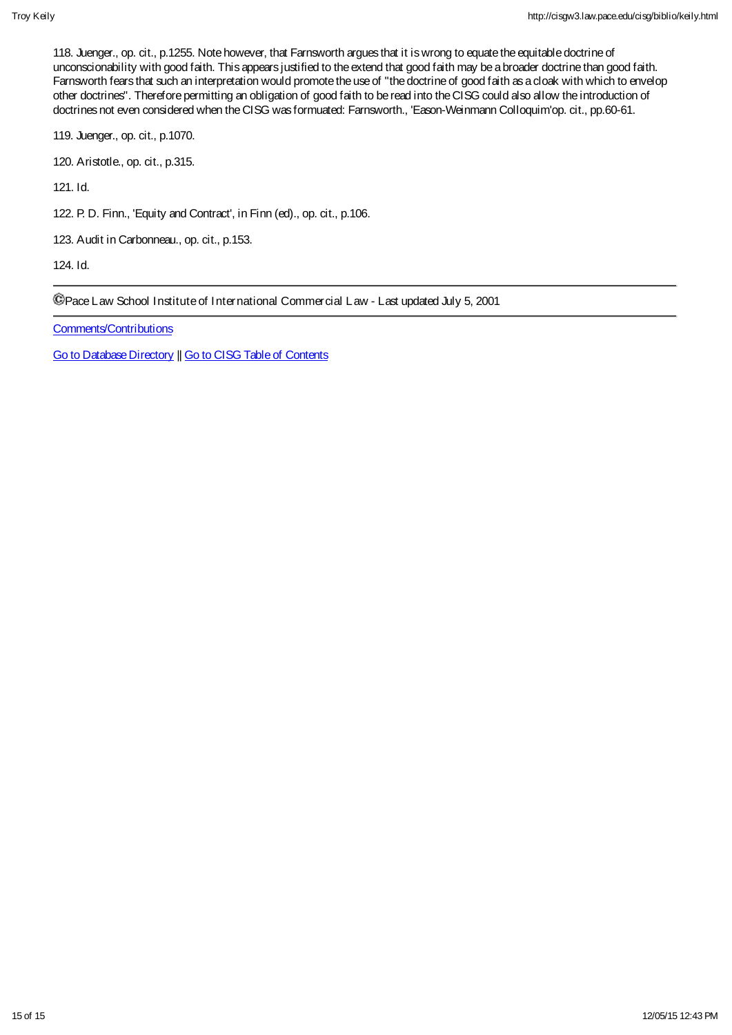118. Juenger., op. cit., p.1255. Note however, that Farnsworth argues that it is wrong to equate the equitable doctrine of unconscionability with good faith. This appears justified to the extend that good faith may be a broader doctrine than good faith. Farnsworth fears that such an interpretation would promote the use of "the doctrine of good faith as a cloak with which to envelop other doctrines". Therefore permitting an obligation of good faith to be read into the CISG could also allow the introduction of doctrines not even considered when the CISG was formuated: Farnsworth., 'Eason-Weinmann Colloquim'op. cit., pp.60-61.

119. Juenger., op. cit., p.1070.

120. Aristotle., op. cit., p.315.

121. Id.

122. P. D. Finn., 'Equity and Contract', in Finn (ed)., op. cit., p.106.

123. Audit in Carbonneau., op. cit., p.153.

124. Id.

---

©Pace Law School Institute of International Commercial Law - Last updated July 5, 2001

---

Comments/Contributions

Go to Database Directory || Go to CISG Table of Contents